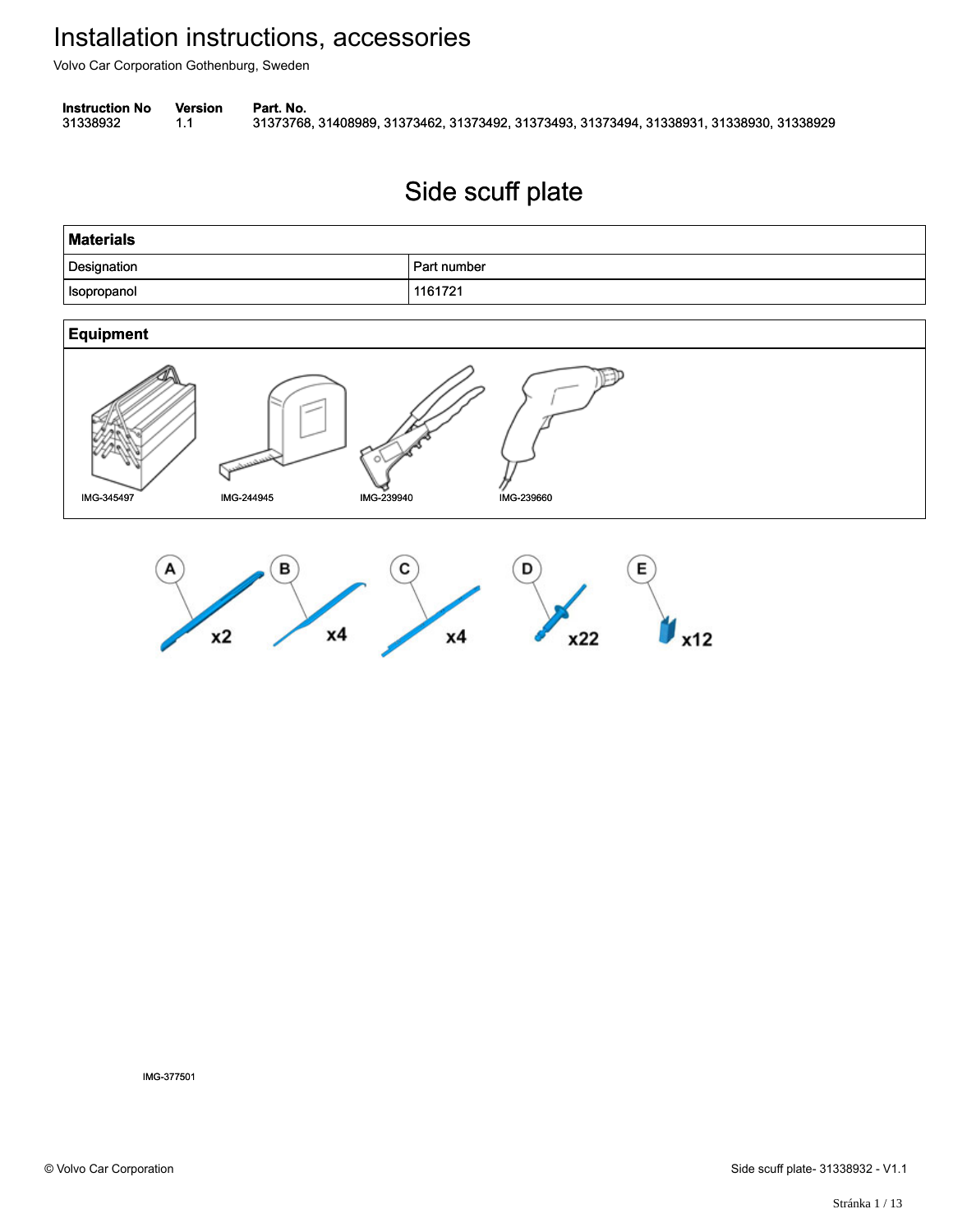# Installation instructions, accessories

Volvo Car Corporation Gothenburg, Sweden

| Instruction No | Version | Part. No. |
| --- | --- | --- |
| 31338932 | 1.1 | 31373768, 31408989, 31373462, 31373492, 31373493, 31373494, 31338931, 31338930, 31338929 |

## Side scuff plate

| Materials | |
| --- | --- |
| Designation | Part number |
| Isopropanol | 1161721 |

**Equipment**

IMG-345497 IMG-244945 IMG-239940 IMG-239660

A x2
B x4
C x4
D x22
E x12

IMG-377501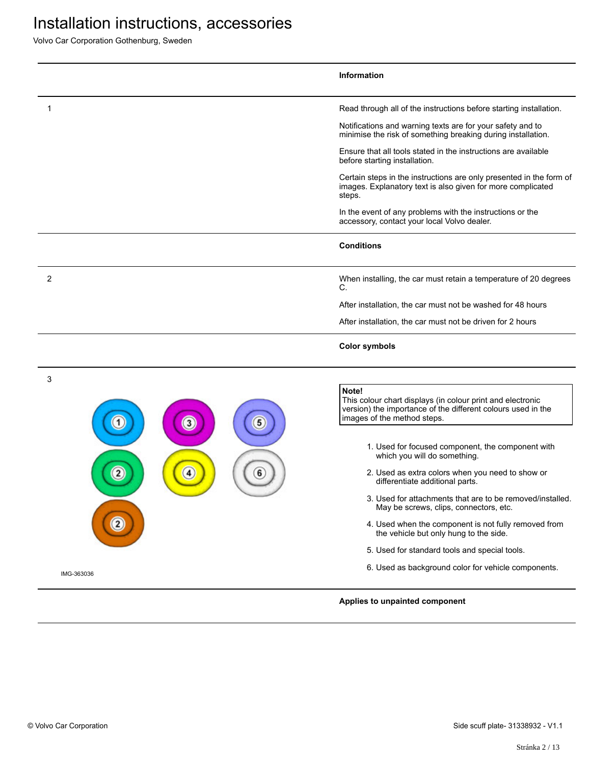# Installation instructions, accessories

Volvo Car Corporation Gothenburg, Sweden

## Information

1

Read through all of the instructions before starting installation.

Notifications and warning texts are for your safety and to minimise the risk of something breaking during installation.

Ensure that all tools stated in the instructions are available before starting installation.

Certain steps in the instructions are only presented in the form of images. Explanatory text is also given for more complicated steps.

In the event of any problems with the instructions or the accessory, contact your local Volvo dealer.

## Conditions

2

When installing, the car must retain a temperature of 20 degrees C.

After installation, the car must not be washed for 48 hours

After installation, the car must not be driven for 2 hours

## Color symbols

3

IMG-363036

**Note!**
This colour chart displays (in colour print and electronic version) the importance of the different colours used in the images of the method steps.

1. Used for focused component, the component with which you will do something.
2. Used as extra colors when you need to show or differentiate additional parts.
3. Used for attachments that are to be removed/installed. May be screws, clips, connectors, etc.
4. Used when the component is not fully removed from the vehicle but only hung to the side.
5. Used for standard tools and special tools.
6. Used as background color for vehicle components.

## Applies to unpainted component

© Volvo Car Corporation

Side scuff plate- 31338932 - V1.1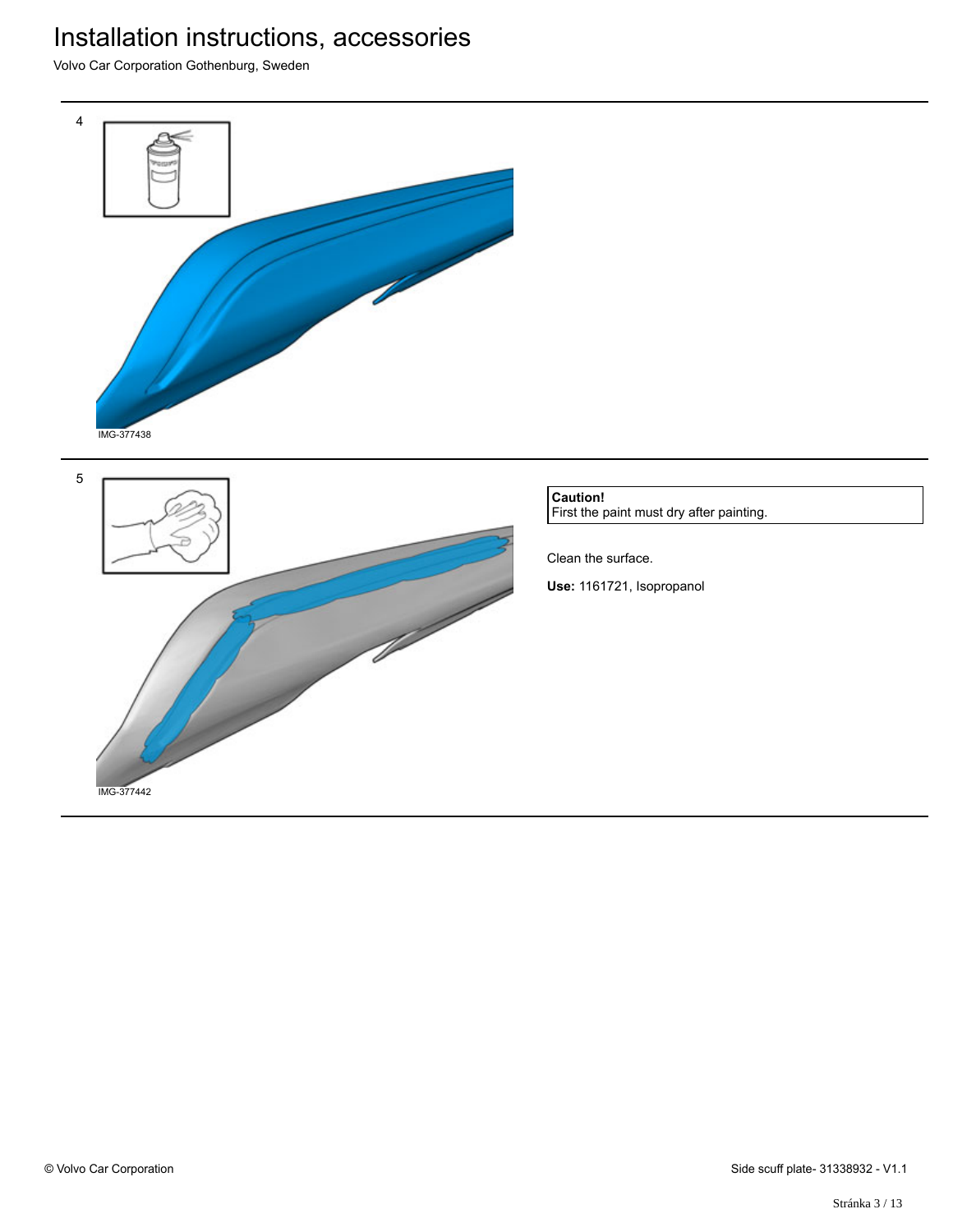# Installation instructions, accessories

Volvo Car Corporation Gothenburg, Sweden

4

IMG-377438

5

IMG-377442

> **Caution!**
> First the paint must dry after painting.

Clean the surface.

**Use:** 1161721, Isopropanol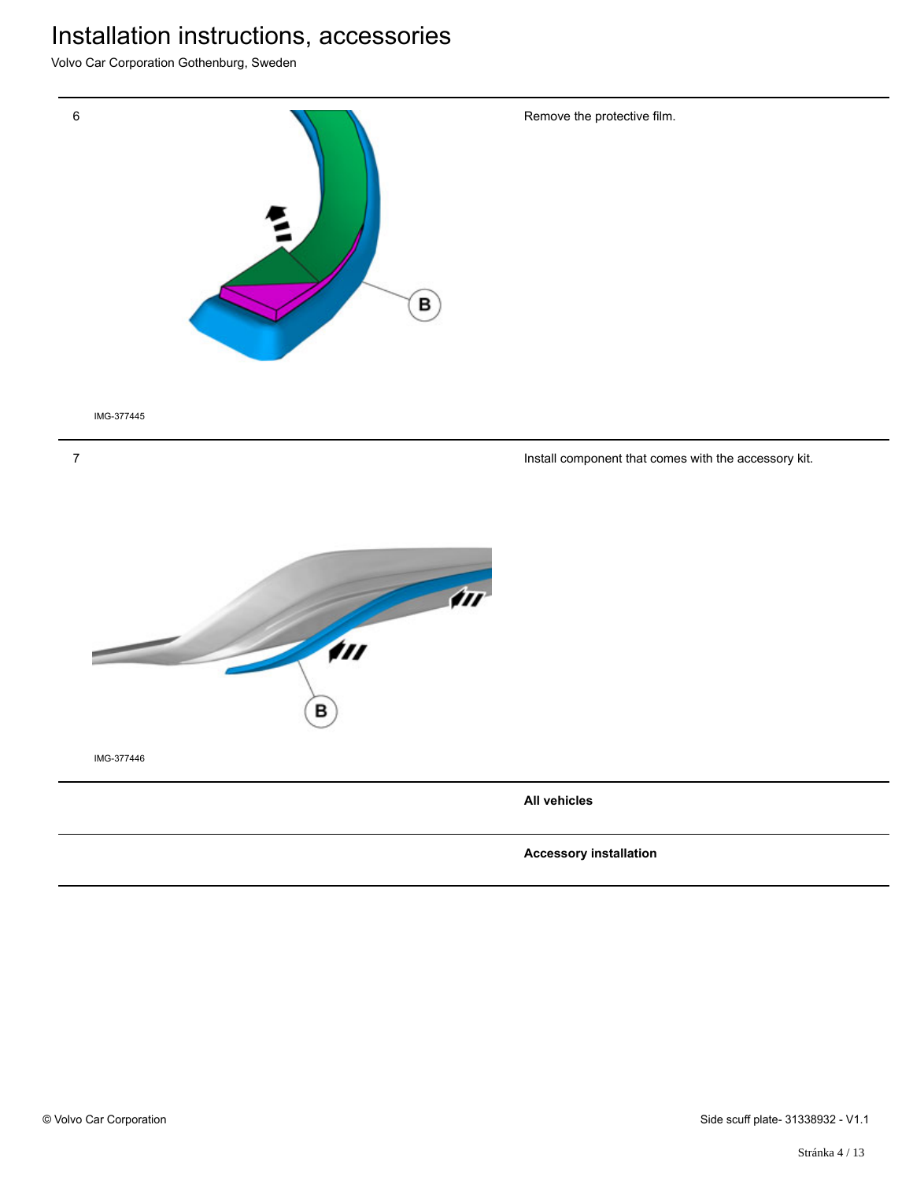| Step | Illustration | Instruction |
|---|---|---|
| 6 | B<br>IMG-377445 | Remove the protective film. |
| 7 | B<br>IMG-377446 | Install component that comes with the accessory kit. |
| | | **All vehicles** |
| | | **Accessory installation** |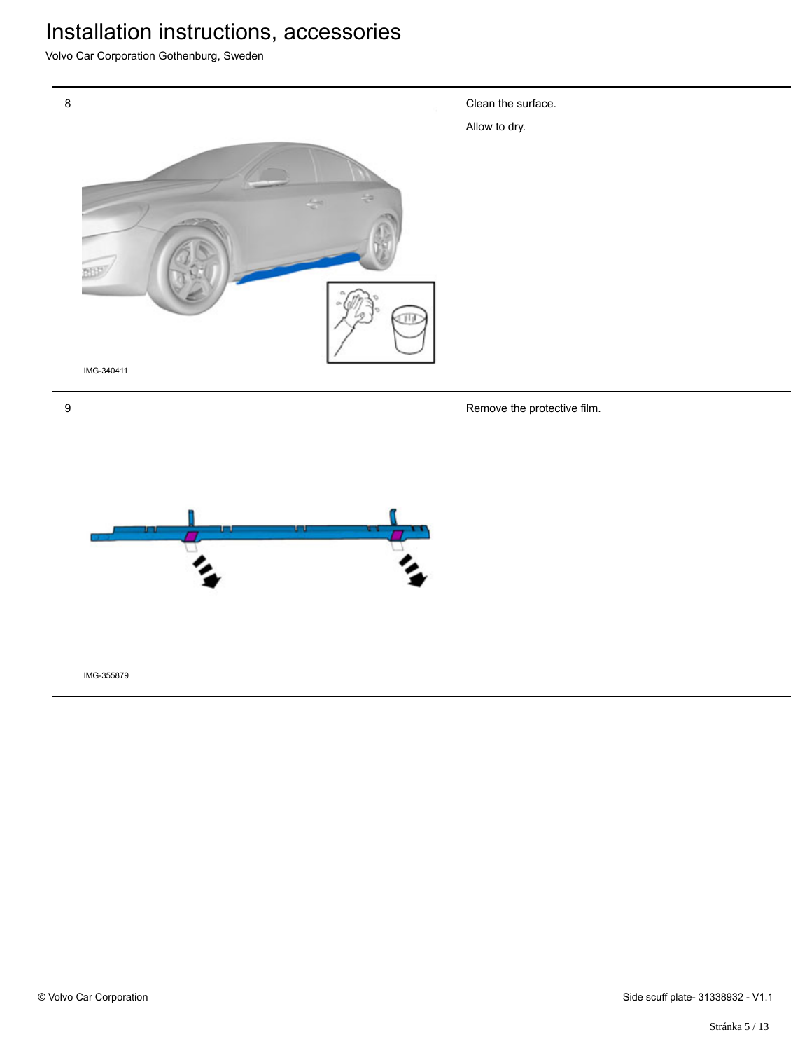8

IMG-340411

Clean the surface.

Allow to dry.

9

IMG-355879

Remove the protective film.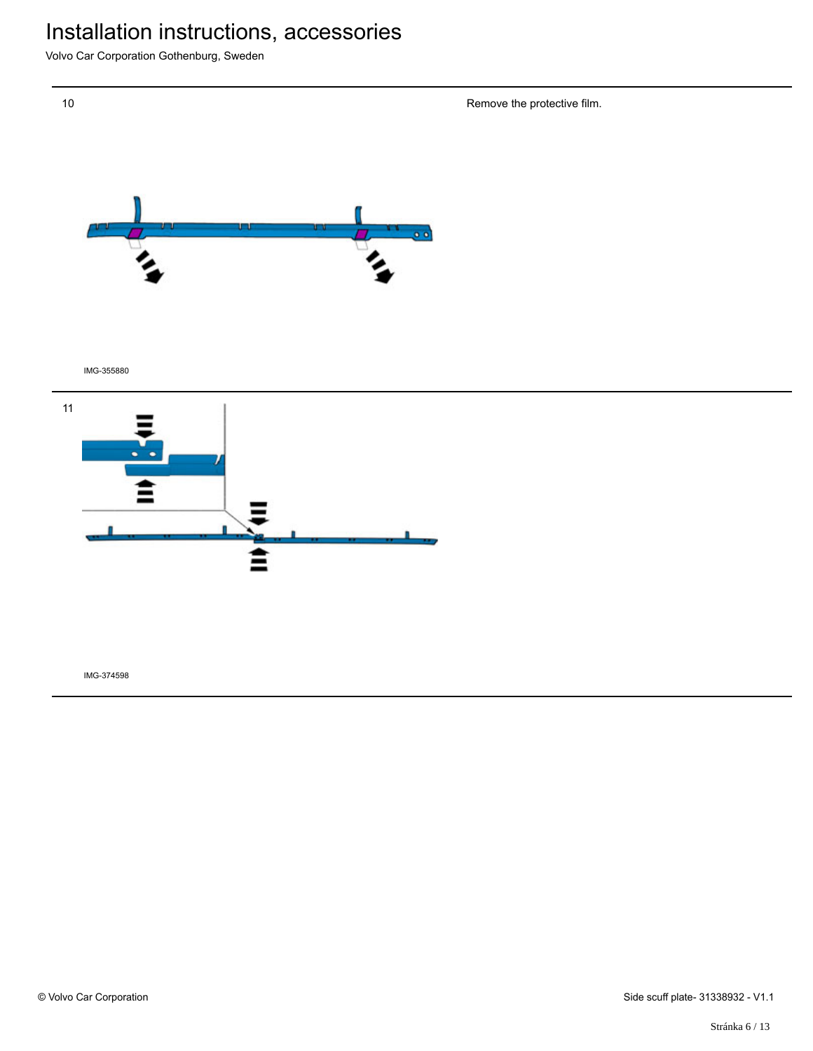10

Remove the protective film.

IMG-355880

11

IMG-374598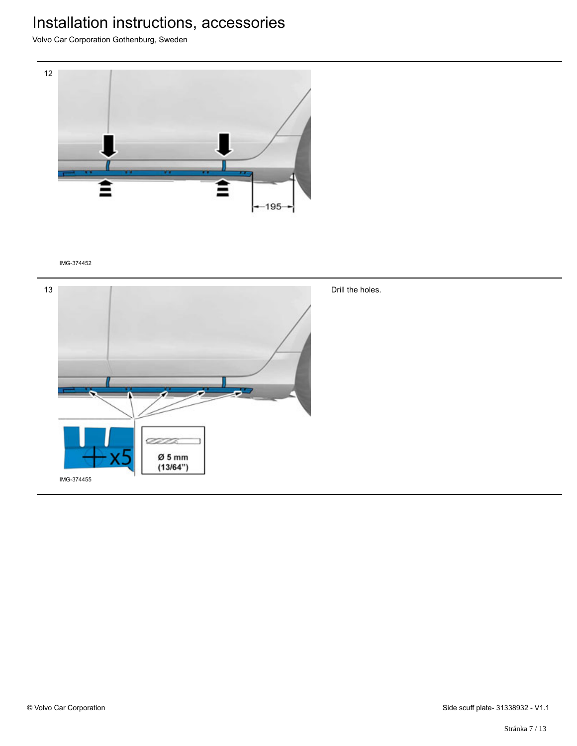12

IMG-374452

13

Drill the holes.

IMG-374455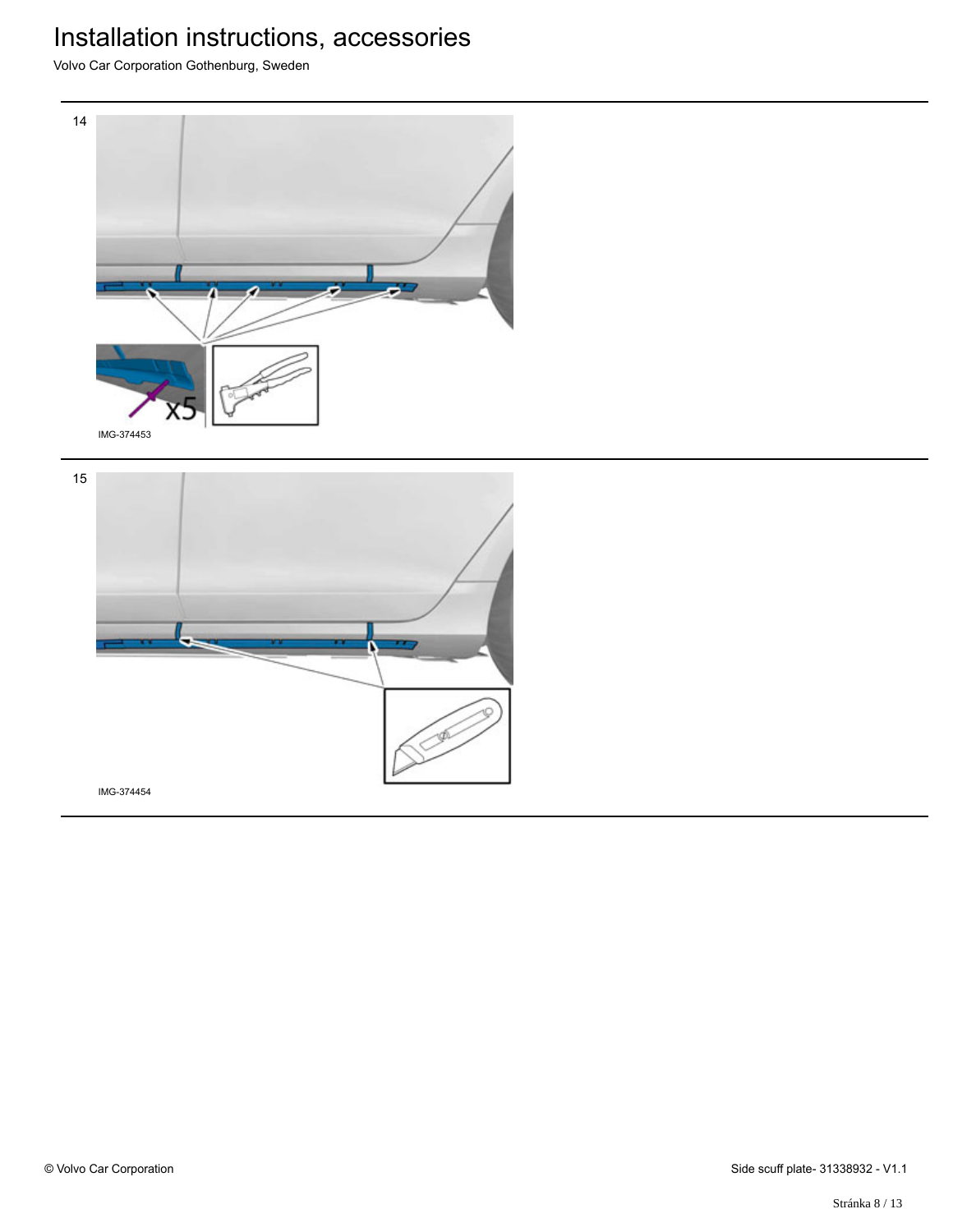14

IMG-374453

15

IMG-374454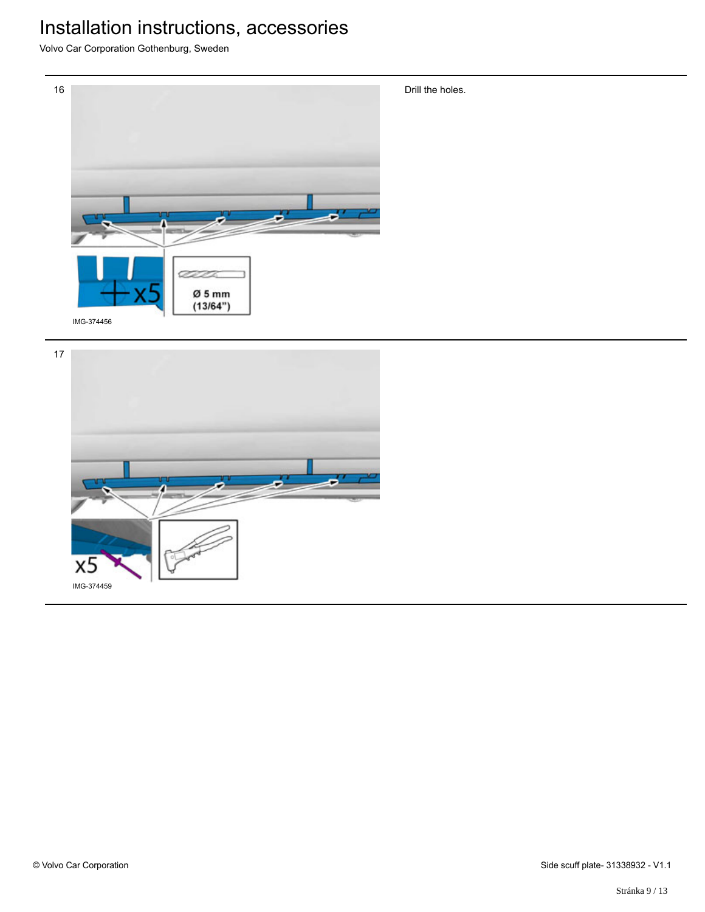16

Drill the holes.

×5

Ø 5 mm (13/64")

IMG-374456

17

x5

IMG-374459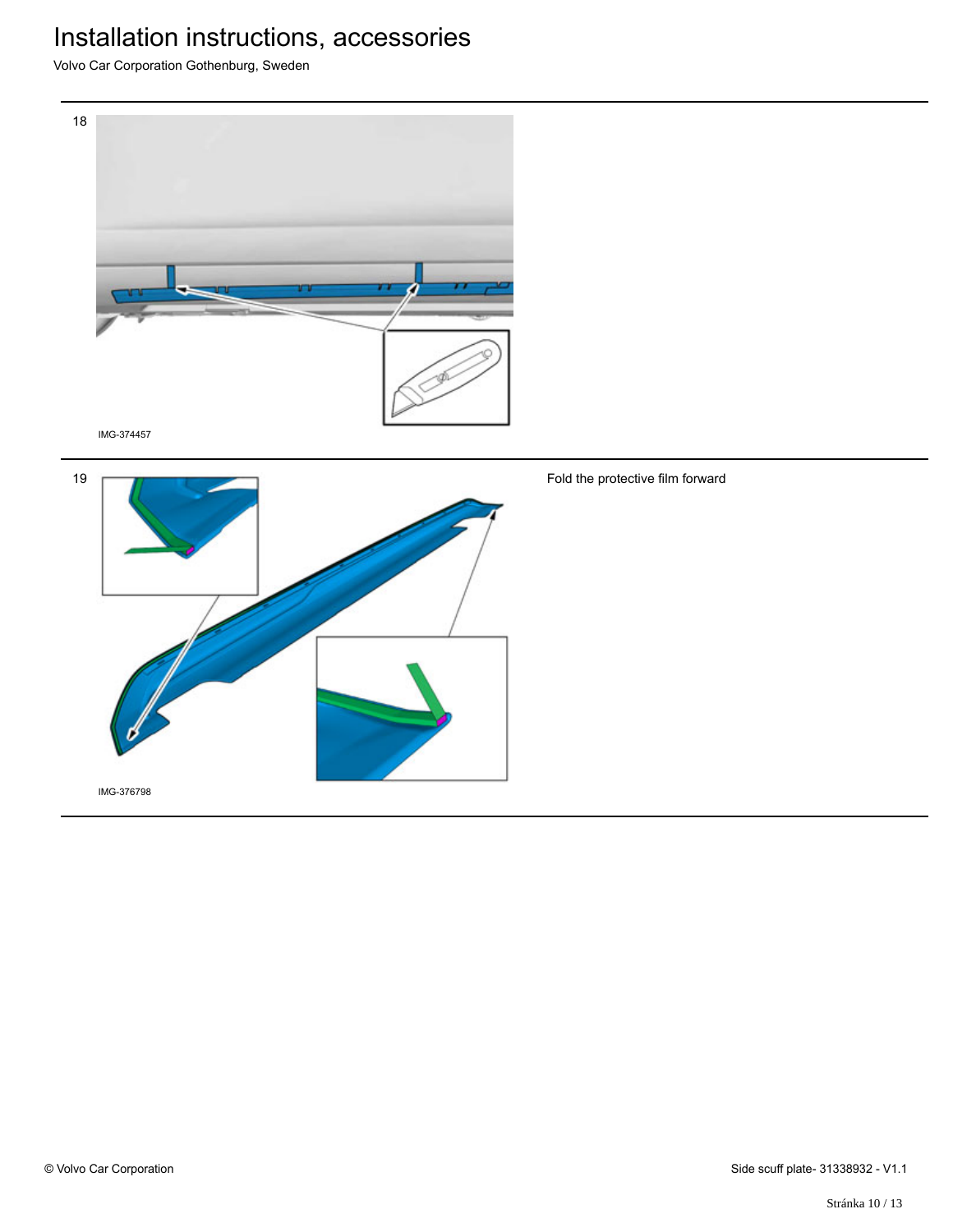18

IMG-374457

19

IMG-376798

Fold the protective film forward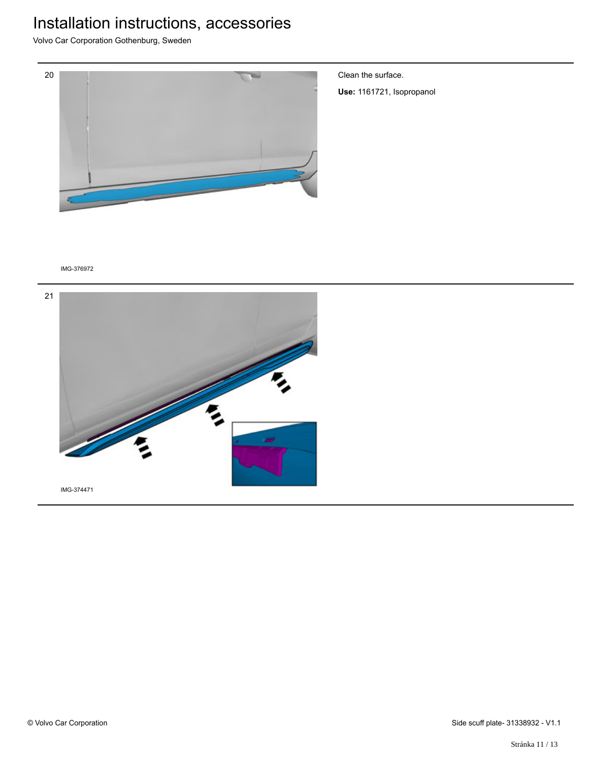20

Clean the surface.

**Use:** 1161721, Isopropanol

IMG-376972

21

IMG-374471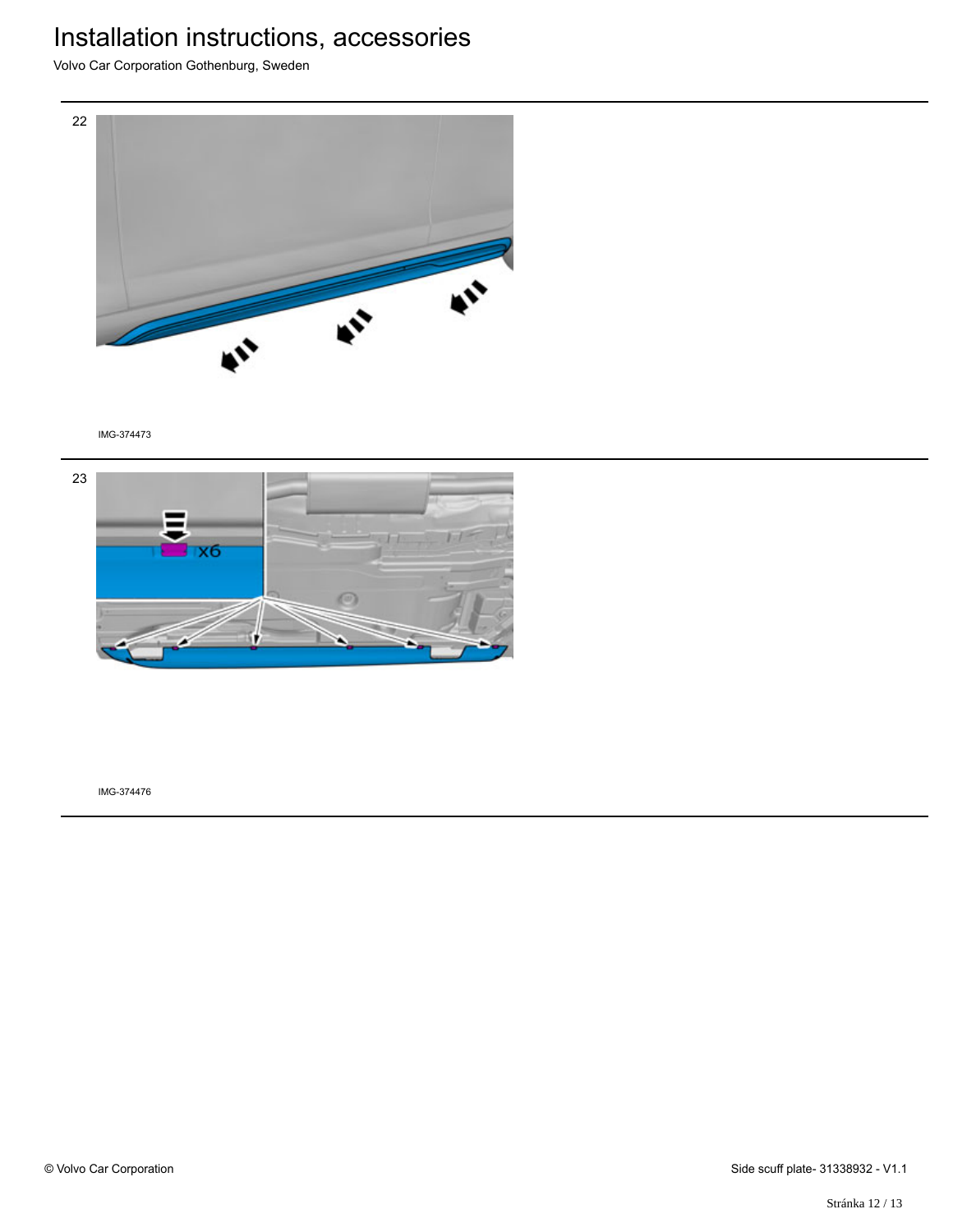22

IMG-374473

23

x6

IMG-374476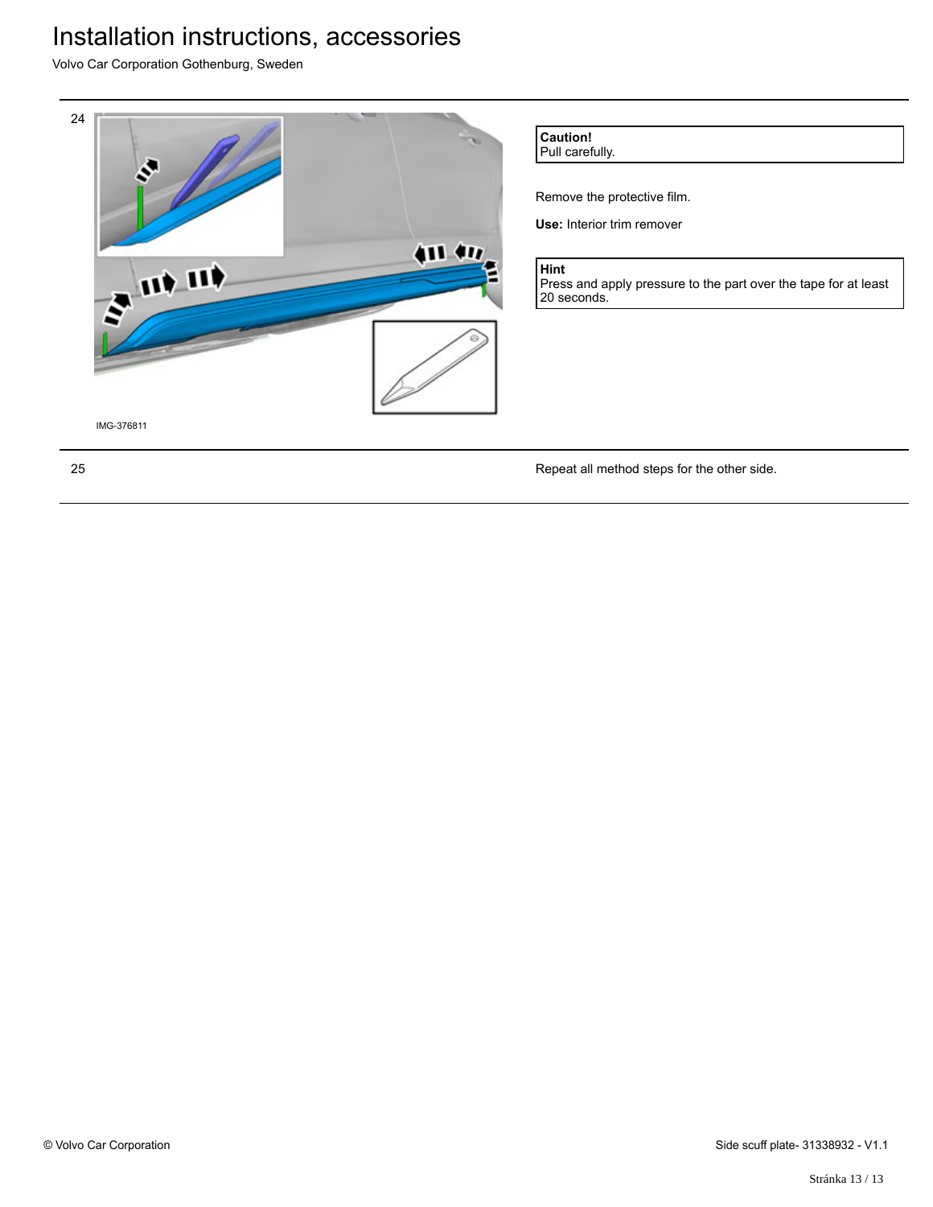# Installation instructions, accessories

Volvo Car Corporation Gothenburg, Sweden

24

IMG-376811

**Caution!**
Pull carefully.

Remove the protective film.

**Use:** Interior trim remover

**Hint**
Press and apply pressure to the part over the tape for at least 20 seconds.

25

Repeat all method steps for the other side.

© Volvo Car Corporation

Side scuff plate- 31338932 - V1.1